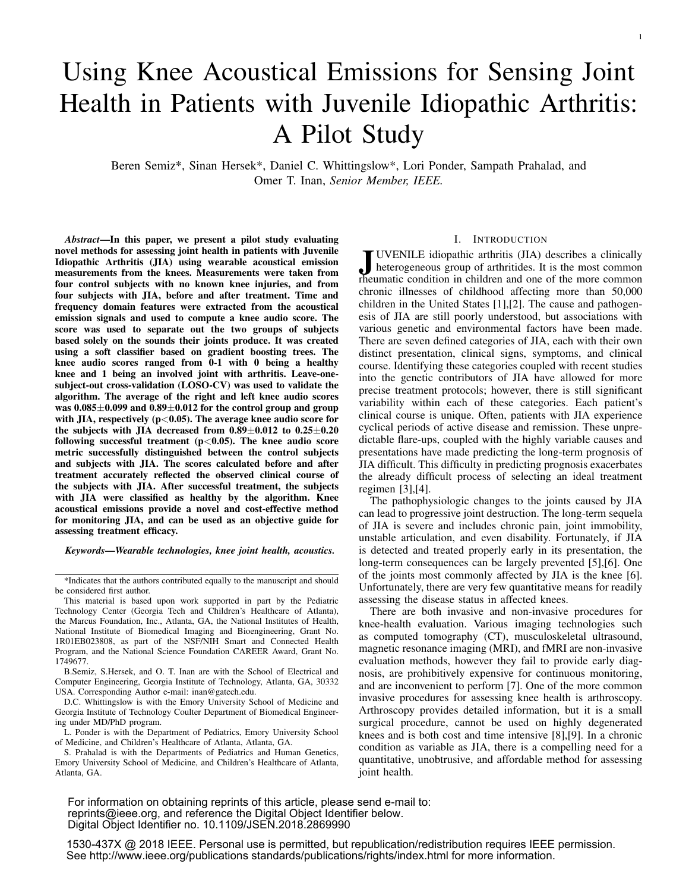# Using Knee Acoustical Emissions for Sensing Joint Health in Patients with Juvenile Idiopathic Arthritis: A Pilot Study

Beren Semiz*, Sinan Hersek*, Daniel C. Whittingslow*, Lori Ponder, Sampath Prahalad, and Omer T. Inan, *Senior Member, IEEE.*

***Abstract*—In this paper, we present a pilot study evaluating novel methods for assessing joint health in patients with Juvenile Idiopathic Arthritis (JIA) using wearable acoustical emission measurements from the knees. Measurements were taken from four control subjects with no known knee injuries, and from four subjects with JIA, before and after treatment. Time and frequency domain features were extracted from the acoustical emission signals and used to compute a knee audio score. The score was used to separate out the two groups of subjects based solely on the sounds their joints produce. It was created using a soft classifier based on gradient boosting trees. The knee audio scores ranged from 0-1 with 0 being a healthy knee and 1 being an involved joint with arthritis. Leave-one-subject-out cross-validation (LOSO-CV) was used to validate the algorithm. The average of the right and left knee audio scores was 0.085±0.099 and 0.89±0.012 for the control group and group with JIA, respectively ($p<0.05$). The average knee audio score for the subjects with JIA decreased from 0.89±0.012 to 0.25±0.20 following successful treatment ($p<0.05$). The knee audio score metric successfully distinguished between the control subjects and subjects with JIA. The scores calculated before and after treatment accurately reflected the observed clinical course of the subjects with JIA. After successful treatment, the subjects with JIA were classified as healthy by the algorithm. Knee acoustical emissions provide a novel and cost-effective method for monitoring JIA, and can be used as an objective guide for assessing treatment efficacy.**

***Keywords*—Wearable technologies, knee joint health, acoustics.**

*Indicates that the authors contributed equally to the manuscript and should be considered first author.

This material is based upon work supported in part by the Pediatric Technology Center (Georgia Tech and Children's Healthcare of Atlanta), the Marcus Foundation, Inc., Atlanta, GA, the National Institutes of Health, National Institute of Biomedical Imaging and Bioengineering, Grant No. 1R01EB023808, as part of the NSF/NIH Smart and Connected Health Program, and the National Science Foundation CAREER Award, Grant No. 1749677.

B.Semiz, S.Hersek, and O. T. Inan are with the School of Electrical and Computer Engineering, Georgia Institute of Technology, Atlanta, GA, 30332 USA. Corresponding Author e-mail: inan@gatech.edu.

D.C. Whittingslow is with the Emory University School of Medicine and Georgia Institute of Technology Coulter Department of Biomedical Engineering under MD/PhD program.

L. Ponder is with the Department of Pediatrics, Emory University School of Medicine, and Children's Healthcare of Atlanta, Atlanta, GA.

S. Prahalad is with the Departments of Pediatrics and Human Genetics, Emory University School of Medicine, and Children's Healthcare of Atlanta, Atlanta, GA.

## I. Introduction

JUVENILE idiopathic arthritis (JIA) describes a clinically heterogeneous group of arthritides. It is the most common rheumatic condition in children and one of the more common chronic illnesses of childhood affecting more than 50,000 children in the United States [1],[2]. The cause and pathogenesis of JIA are still poorly understood, but associations with various genetic and environmental factors have been made. There are seven defined categories of JIA, each with their own distinct presentation, clinical signs, symptoms, and clinical course. Identifying these categories coupled with recent studies into the genetic contributors of JIA have allowed for more precise treatment protocols; however, there is still significant variability within each of these categories. Each patient's clinical course is unique. Often, patients with JIA experience cyclical periods of active disease and remission. These unpredictable flare-ups, coupled with the highly variable causes and presentations have made predicting the long-term prognosis of JIA difficult. This difficulty in predicting prognosis exacerbates the already difficult process of selecting an ideal treatment regimen [3],[4].

The pathophysiologic changes to the joints caused by JIA can lead to progressive joint destruction. The long-term sequela of JIA is severe and includes chronic pain, joint immobility, unstable articulation, and even disability. Fortunately, if JIA is detected and treated properly early in its presentation, the long-term consequences can be largely prevented [5],[6]. One of the joints most commonly affected by JIA is the knee [6]. Unfortunately, there are very few quantitative means for readily assessing the disease status in affected knees.

There are both invasive and non-invasive procedures for knee-health evaluation. Various imaging technologies such as computed tomography (CT), musculoskeletal ultrasound, magnetic resonance imaging (MRI), and fMRI are non-invasive evaluation methods, however they fail to provide early diagnosis, are prohibitively expensive for continuous monitoring, and are inconvenient to perform [7]. One of the more common invasive procedures for assessing knee health is arthroscopy. Arthroscopy provides detailed information, but it is a small surgical procedure, cannot be used on highly degenerated knees and is both cost and time intensive [8],[9]. In a chronic condition as variable as JIA, there is a compelling need for a quantitative, unobtrusive, and affordable method for assessing joint health.

For information on obtaining reprints of this article, please send e-mail to: reprints@ieee.org, and reference the Digital Object Identifier below.
Digital Object Identifier no. 10.1109/JSEN.2018.2869990

1530-437X @ 2018 IEEE. Personal use is permitted, but republication/redistribution requires IEEE permission.
See http://www.ieee.org/publications standards/publications/rights/index.html for more information.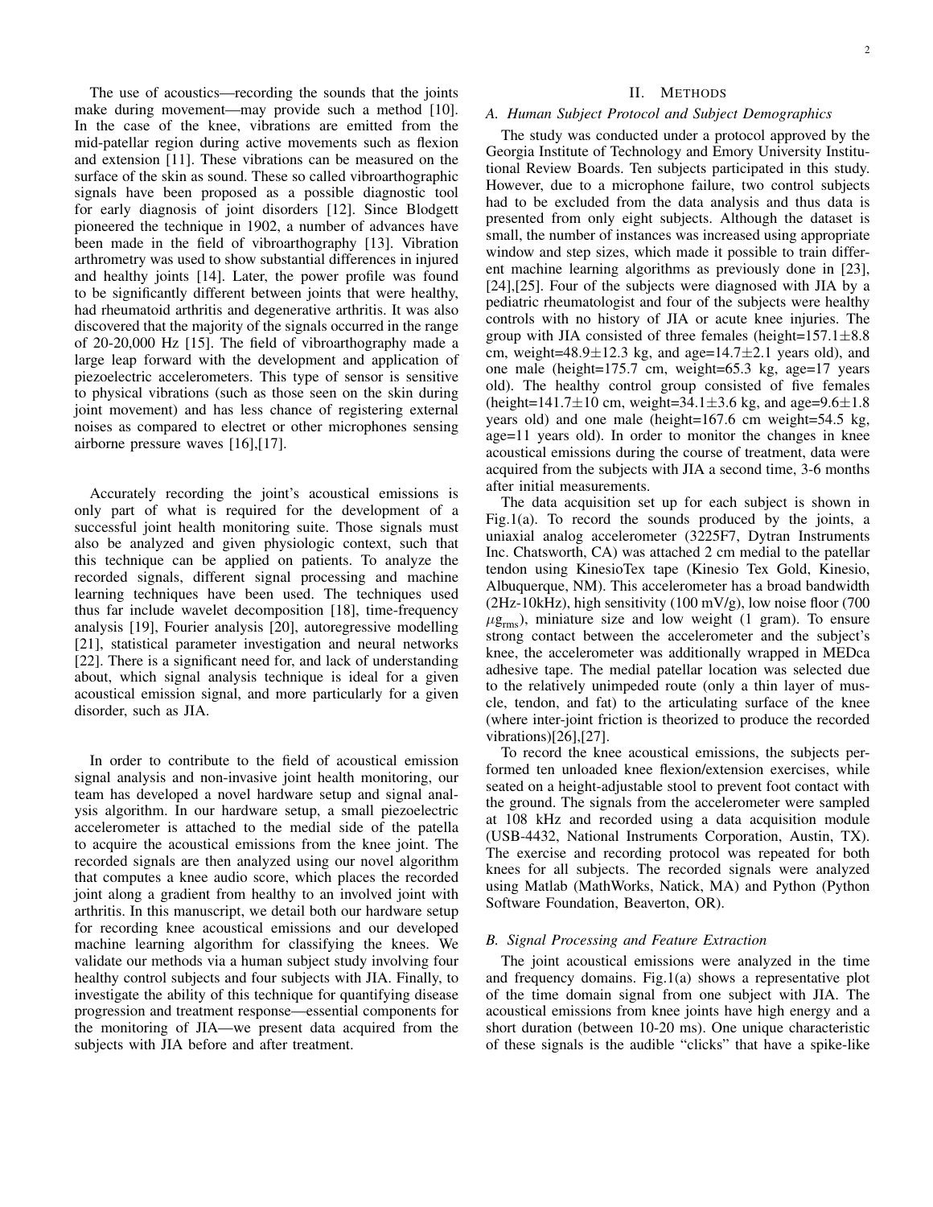The use of acoustics—recording the sounds that the joints make during movement—may provide such a method [10]. In the case of the knee, vibrations are emitted from the mid-patellar region during active movements such as flexion and extension [11]. These vibrations can be measured on the surface of the skin as sound. These so called vibroarthographic signals have been proposed as a possible diagnostic tool for early diagnosis of joint disorders [12]. Since Blodgett pioneered the technique in 1902, a number of advances have been made in the field of vibroarthography [13]. Vibration arthrometry was used to show substantial differences in injured and healthy joints [14]. Later, the power profile was found to be significantly different between joints that were healthy, had rheumatoid arthritis and degenerative arthritis. It was also discovered that the majority of the signals occurred in the range of 20-20,000 Hz [15]. The field of vibroarthography made a large leap forward with the development and application of piezoelectric accelerometers. This type of sensor is sensitive to physical vibrations (such as those seen on the skin during joint movement) and has less chance of registering external noises as compared to electret or other microphones sensing airborne pressure waves [16],[17].

Accurately recording the joint's acoustical emissions is only part of what is required for the development of a successful joint health monitoring suite. Those signals must also be analyzed and given physiologic context, such that this technique can be applied on patients. To analyze the recorded signals, different signal processing and machine learning techniques have been used. The techniques used thus far include wavelet decomposition [18], time-frequency analysis [19], Fourier analysis [20], autoregressive modelling [21], statistical parameter investigation and neural networks [22]. There is a significant need for, and lack of understanding about, which signal analysis technique is ideal for a given acoustical emission signal, and more particularly for a given disorder, such as JIA.

In order to contribute to the field of acoustical emission signal analysis and non-invasive joint health monitoring, our team has developed a novel hardware setup and signal analysis algorithm. In our hardware setup, a small piezoelectric accelerometer is attached to the medial side of the patella to acquire the acoustical emissions from the knee joint. The recorded signals are then analyzed using our novel algorithm that computes a knee audio score, which places the recorded joint along a gradient from healthy to an involved joint with arthritis. In this manuscript, we detail both our hardware setup for recording knee acoustical emissions and our developed machine learning algorithm for classifying the knees. We validate our methods via a human subject study involving four healthy control subjects and four subjects with JIA. Finally, to investigate the ability of this technique for quantifying disease progression and treatment response—essential components for the monitoring of JIA—we present data acquired from the subjects with JIA before and after treatment.

## II. Methods

### A. Human Subject Protocol and Subject Demographics

The study was conducted under a protocol approved by the Georgia Institute of Technology and Emory University Institutional Review Boards. Ten subjects participated in this study. However, due to a microphone failure, two control subjects had to be excluded from the data analysis and thus data is presented from only eight subjects. Although the dataset is small, the number of instances was increased using appropriate window and step sizes, which made it possible to train different machine learning algorithms as previously done in [23], [24],[25]. Four of the subjects were diagnosed with JIA by a pediatric rheumatologist and four of the subjects were healthy controls with no history of JIA or acute knee injuries. The group with JIA consisted of three females (height=157.1$\pm$8.8 cm, weight=48.9$\pm$12.3 kg, and age=14.7$\pm$2.1 years old), and one male (height=175.7 cm, weight=65.3 kg, age=17 years old). The healthy control group consisted of five females (height=141.7$\pm$10 cm, weight=34.1$\pm$3.6 kg, and age=9.6$\pm$1.8 years old) and one male (height=167.6 cm weight=54.5 kg, age=11 years old). In order to monitor the changes in knee acoustical emissions during the course of treatment, data were acquired from the subjects with JIA a second time, 3-6 months after initial measurements.

The data acquisition set up for each subject is shown in Fig.1(a). To record the sounds produced by the joints, a uniaxial analog accelerometer (3225F7, Dytran Instruments Inc. Chatsworth, CA) was attached 2 cm medial to the patellar tendon using KinesioTex tape (Kinesio Tex Gold, Kinesio, Albuquerque, NM). This accelerometer has a broad bandwidth (2Hz-10kHz), high sensitivity (100 mV/g), low noise floor (700 $\mu g_{rms}$), miniature size and low weight (1 gram). To ensure strong contact between the accelerometer and the subject's knee, the accelerometer was additionally wrapped in MEDca adhesive tape. The medial patellar location was selected due to the relatively unimpeded route (only a thin layer of muscle, tendon, and fat) to the articulating surface of the knee (where inter-joint friction is theorized to produce the recorded vibrations)[26],[27].

To record the knee acoustical emissions, the subjects performed ten unloaded knee flexion/extension exercises, while seated on a height-adjustable stool to prevent foot contact with the ground. The signals from the accelerometer were sampled at 108 kHz and recorded using a data acquisition module (USB-4432, National Instruments Corporation, Austin, TX). The exercise and recording protocol was repeated for both knees for all subjects. The recorded signals were analyzed using Matlab (MathWorks, Natick, MA) and Python (Python Software Foundation, Beaverton, OR).

### B. Signal Processing and Feature Extraction

The joint acoustical emissions were analyzed in the time and frequency domains. Fig.1(a) shows a representative plot of the time domain signal from one subject with JIA. The acoustical emissions from knee joints have high energy and a short duration (between 10-20 ms). One unique characteristic of these signals is the audible "clicks" that have a spike-like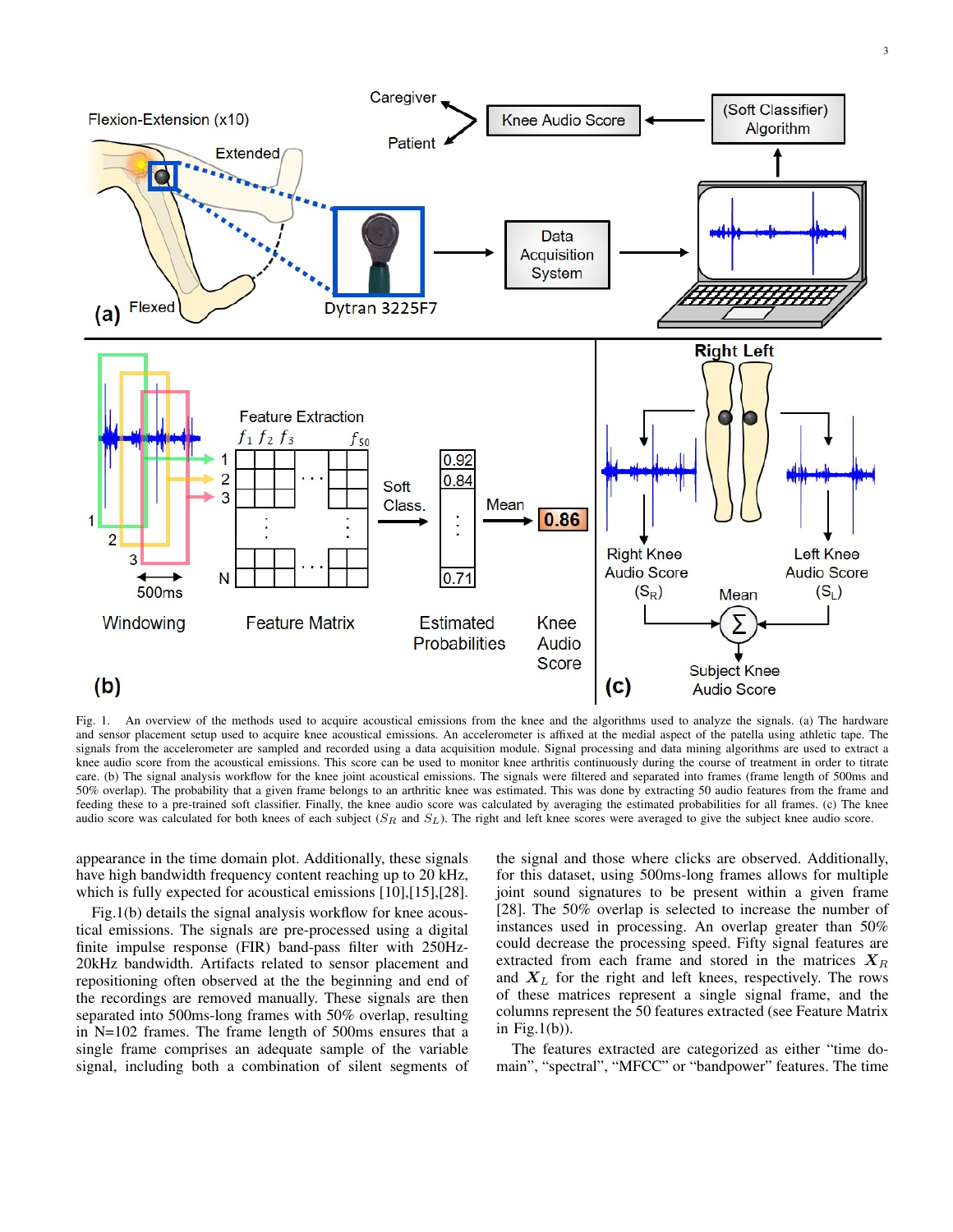Fig. 1. An overview of the methods used to acquire acoustical emissions from the knee and the algorithms used to analyze the signals. (a) The hardware and sensor placement setup used to acquire knee acoustical emissions. An accelerometer is affixed at the medial aspect of the patella using athletic tape. The signals from the accelerometer are sampled and recorded using a data acquisition module. Signal processing and data mining algorithms are used to extract a knee audio score from the acoustical emissions. This score can be used to monitor knee arthritis continuously during the course of treatment in order to titrate care. (b) The signal analysis workflow for the knee joint acoustical emissions. The signals were filtered and separated into frames (frame length of 500ms and 50% overlap). The probability that a given frame belongs to an arthritic knee was estimated. This was done by extracting 50 audio features from the frame and feeding these to a pre-trained soft classifier. Finally, the knee audio score was calculated by averaging the estimated probabilities for all frames. (c) The knee audio score was calculated for both knees of each subject ($S_R$ and $S_L$). The right and left knee scores were averaged to give the subject knee audio score.

appearance in the time domain plot. Additionally, these signals have high bandwidth frequency content reaching up to 20 kHz, which is fully expected for acoustical emissions [10],[15],[28].

Fig.1(b) details the signal analysis workflow for knee acoustical emissions. The signals are pre-processed using a digital finite impulse response (FIR) band-pass filter with 250Hz-20kHz bandwidth. Artifacts related to sensor placement and repositioning often observed at the the beginning and end of the recordings are removed manually. These signals are then separated into 500ms-long frames with 50% overlap, resulting in N=102 frames. The frame length of 500ms ensures that a single frame comprises an adequate sample of the variable signal, including both a combination of silent segments of the signal and those where clicks are observed. Additionally, for this dataset, using 500ms-long frames allows for multiple joint sound signatures to be present within a given frame [28]. The 50% overlap is selected to increase the number of instances used in processing. An overlap greater than 50% could decrease the processing speed. Fifty signal features are extracted from each frame and stored in the matrices $\boldsymbol{X}_R$ and $\boldsymbol{X}_L$ for the right and left knees, respectively. The rows of these matrices represent a single signal frame, and the columns represent the 50 features extracted (see Feature Matrix in Fig.1(b)).

The features extracted are categorized as either "time domain", "spectral", "MFCC" or "bandpower" features. The time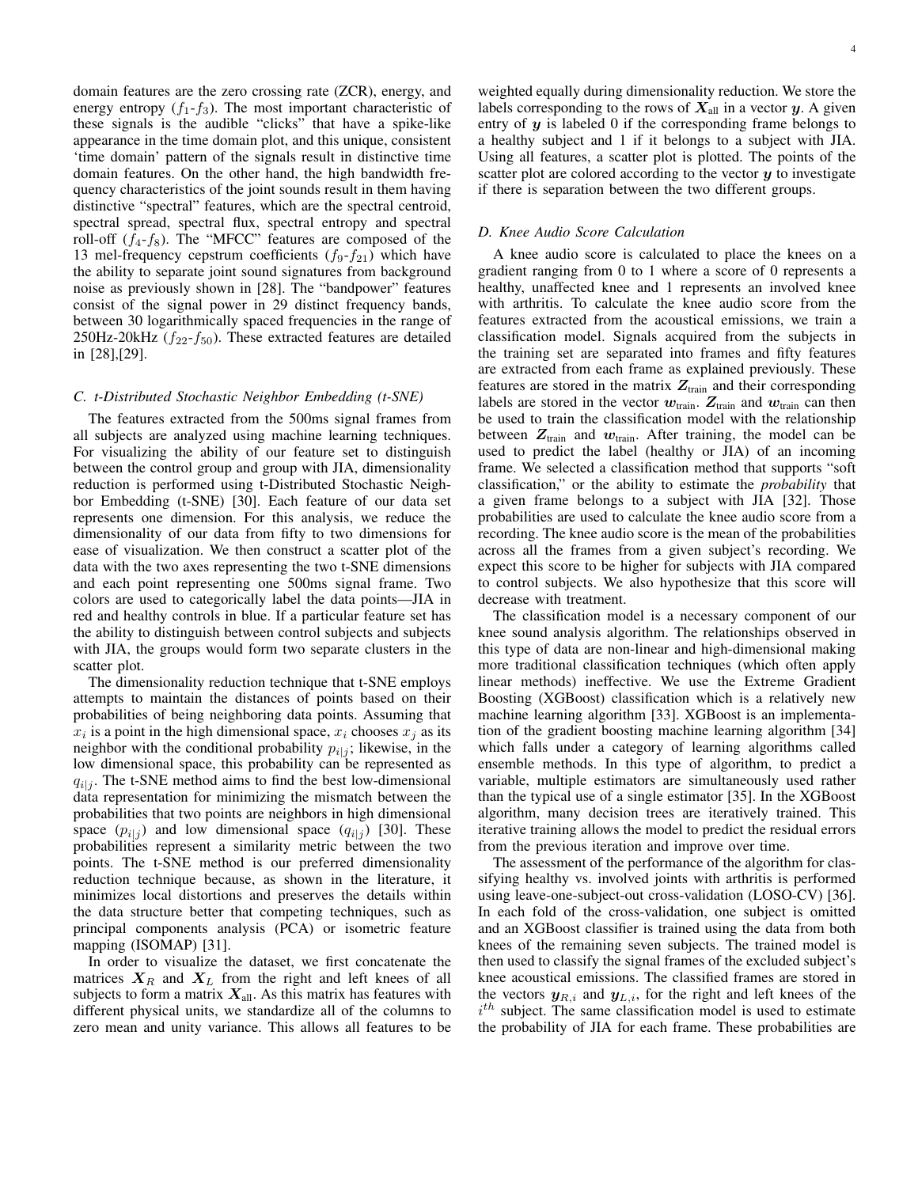domain features are the zero crossing rate (ZCR), energy, and energy entropy ($f_1$-$f_3$). The most important characteristic of these signals is the audible "clicks" that have a spike-like appearance in the time domain plot, and this unique, consistent 'time domain' pattern of the signals result in distinctive time domain features. On the other hand, the high bandwidth frequency characteristics of the joint sounds result in them having distinctive "spectral" features, which are the spectral centroid, spectral spread, spectral flux, spectral entropy and spectral roll-off ($f_4$-$f_8$). The "MFCC" features are composed of the 13 mel-frequency cepstrum coefficients ($f_9$-$f_{21}$) which have the ability to separate joint sound signatures from background noise as previously shown in [28]. The "bandpower" features consist of the signal power in 29 distinct frequency bands, between 30 logarithmically spaced frequencies in the range of 250Hz-20kHz ($f_{22}$-$f_{50}$). These extracted features are detailed in [28],[29].

### C. t-Distributed Stochastic Neighbor Embedding (t-SNE)

The features extracted from the 500ms signal frames from all subjects are analyzed using machine learning techniques. For visualizing the ability of our feature set to distinguish between the control group and group with JIA, dimensionality reduction is performed using t-Distributed Stochastic Neighbor Embedding (t-SNE) [30]. Each feature of our data set represents one dimension. For this analysis, we reduce the dimensionality of our data from fifty to two dimensions for ease of visualization. We then construct a scatter plot of the data with the two axes representing the two t-SNE dimensions and each point representing one 500ms signal frame. Two colors are used to categorically label the data points—JIA in red and healthy controls in blue. If a particular feature set has the ability to distinguish between control subjects and subjects with JIA, the groups would form two separate clusters in the scatter plot.

The dimensionality reduction technique that t-SNE employs attempts to maintain the distances of points based on their probabilities of being neighboring data points. Assuming that $x_i$ is a point in the high dimensional space, $x_i$ chooses $x_j$ as its neighbor with the conditional probability $p_{i|j}$; likewise, in the low dimensional space, this probability can be represented as $q_{i|j}$. The t-SNE method aims to find the best low-dimensional data representation for minimizing the mismatch between the probabilities that two points are neighbors in high dimensional space ($p_{i|j}$) and low dimensional space ($q_{i|j}$) [30]. These probabilities represent a similarity metric between the two points. The t-SNE method is our preferred dimensionality reduction technique because, as shown in the literature, it minimizes local distortions and preserves the details within the data structure better that competing techniques, such as principal components analysis (PCA) or isometric feature mapping (ISOMAP) [31].

In order to visualize the dataset, we first concatenate the matrices $\boldsymbol{X}_R$ and $\boldsymbol{X}_L$ from the right and left knees of all subjects to form a matrix $\boldsymbol{X}_{\text{all}}$. As this matrix has features with different physical units, we standardize all of the columns to zero mean and unity variance. This allows all features to be weighted equally during dimensionality reduction. We store the labels corresponding to the rows of $\boldsymbol{X}_{\text{all}}$ in a vector $\boldsymbol{y}$. A given entry of $\boldsymbol{y}$ is labeled 0 if the corresponding frame belongs to a healthy subject and 1 if it belongs to a subject with JIA. Using all features, a scatter plot is plotted. The points of the scatter plot are colored according to the vector $\boldsymbol{y}$ to investigate if there is separation between the two different groups.

### D. Knee Audio Score Calculation

A knee audio score is calculated to place the knees on a gradient ranging from 0 to 1 where a score of 0 represents a healthy, unaffected knee and 1 represents an involved knee with arthritis. To calculate the knee audio score from the features extracted from the acoustical emissions, we train a classification model. Signals acquired from the subjects in the training set are separated into frames and fifty features are extracted from each frame as explained previously. These features are stored in the matrix $\boldsymbol{Z}_{\text{train}}$ and their corresponding labels are stored in the vector $\boldsymbol{w}_{\text{train}}$. $\boldsymbol{Z}_{\text{train}}$ and $\boldsymbol{w}_{\text{train}}$ can then be used to train the classification model with the relationship between $\boldsymbol{Z}_{\text{train}}$ and $\boldsymbol{w}_{\text{train}}$. After training, the model can be used to predict the label (healthy or JIA) of an incoming frame. We selected a classification method that supports "soft classification," or the ability to estimate the *probability* that a given frame belongs to a subject with JIA [32]. Those probabilities are used to calculate the knee audio score from a recording. The knee audio score is the mean of the probabilities across all the frames from a given subject's recording. We expect this score to be higher for subjects with JIA compared to control subjects. We also hypothesize that this score will decrease with treatment.

The classification model is a necessary component of our knee sound analysis algorithm. The relationships observed in this type of data are non-linear and high-dimensional making more traditional classification techniques (which often apply linear methods) ineffective. We use the Extreme Gradient Boosting (XGBoost) classification which is a relatively new machine learning algorithm [33]. XGBoost is an implementation of the gradient boosting machine learning algorithm [34] which falls under a category of learning algorithms called ensemble methods. In this type of algorithm, to predict a variable, multiple estimators are simultaneously used rather than the typical use of a single estimator [35]. In the XGBoost algorithm, many decision trees are iteratively trained. This iterative training allows the model to predict the residual errors from the previous iteration and improve over time.

The assessment of the performance of the algorithm for classifying healthy vs. involved joints with arthritis is performed using leave-one-subject-out cross-validation (LOSO-CV) [36]. In each fold of the cross-validation, one subject is omitted and an XGBoost classifier is trained using the data from both knees of the remaining seven subjects. The trained model is then used to classify the signal frames of the excluded subject's knee acoustical emissions. The classified frames are stored in the vectors $\boldsymbol{y}_{R,i}$ and $\boldsymbol{y}_{L,i}$, for the right and left knees of the $i^{th}$ subject. The same classification model is used to estimate the probability of JIA for each frame. These probabilities are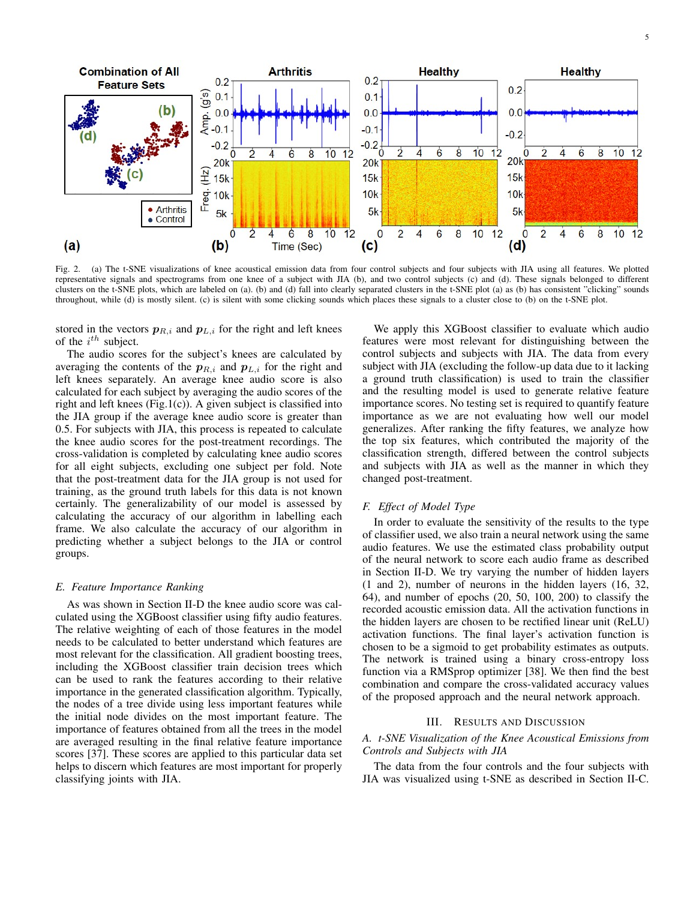Fig. 2. (a) The t-SNE visualizations of knee acoustical emission data from four control subjects and four subjects with JIA using all features. We plotted representative signals and spectrograms from one knee of a subject with JIA (b), and two control subjects (c) and (d). These signals belonged to different clusters on the t-SNE plots, which are labeled on (a). (b) and (d) fall into clearly separated clusters in the t-SNE plot (a) as (b) has consistent "clicking" sounds throughout, while (d) is mostly silent. (c) is silent with some clicking sounds which places these signals to a cluster close to (b) on the t-SNE plot.

stored in the vectors $\boldsymbol{p}_{R,i}$ and $\boldsymbol{p}_{L,i}$ for the right and left knees of the $i^{th}$ subject.

The audio scores for the subject's knees are calculated by averaging the contents of the $\boldsymbol{p}_{R,i}$ and $\boldsymbol{p}_{L,i}$ for the right and left knees separately. An average knee audio score is also calculated for each subject by averaging the audio scores of the right and left knees (Fig.1(c)). A given subject is classified into the JIA group if the average knee audio score is greater than 0.5. For subjects with JIA, this process is repeated to calculate the knee audio scores for the post-treatment recordings. The cross-validation is completed by calculating knee audio scores for all eight subjects, excluding one subject per fold. Note that the post-treatment data for the JIA group is not used for training, as the ground truth labels for this data is not known certainly. The generalizability of our model is assessed by calculating the accuracy of our algorithm in labelling each frame. We also calculate the accuracy of our algorithm in predicting whether a subject belongs to the JIA or control groups.

### *E. Feature Importance Ranking*

As was shown in Section II-D the knee audio score was calculated using the XGBoost classifier using fifty audio features. The relative weighting of each of those features in the model needs to be calculated to better understand which features are most relevant for the classification. All gradient boosting trees, including the XGBoost classifier train decision trees which can be used to rank the features according to their relative importance in the generated classification algorithm. Typically, the nodes of a tree divide using less important features while the initial node divides on the most important feature. The importance of features obtained from all the trees in the model are averaged resulting in the final relative feature importance scores [37]. These scores are applied to this particular data set helps to discern which features are most important for properly classifying joints with JIA.

We apply this XGBoost classifier to evaluate which audio features were most relevant for distinguishing between the control subjects and subjects with JIA. The data from every subject with JIA (excluding the follow-up data due to it lacking a ground truth classification) is used to train the classifier and the resulting model is used to generate relative feature importance scores. No testing set is required to quantify feature importance as we are not evaluating how well our model generalizes. After ranking the fifty features, we analyze how the top six features, which contributed the majority of the classification strength, differed between the control subjects and subjects with JIA as well as the manner in which they changed post-treatment.

### *F. Effect of Model Type*

In order to evaluate the sensitivity of the results to the type of classifier used, we also train a neural network using the same audio features. We use the estimated class probability output of the neural network to score each audio frame as described in Section II-D. We try varying the number of hidden layers (1 and 2), number of neurons in the hidden layers (16, 32, 64), and number of epochs (20, 50, 100, 200) to classify the recorded acoustic emission data. All the activation functions in the hidden layers are chosen to be rectified linear unit (ReLU) activation functions. The final layer's activation function is chosen to be a sigmoid to get probability estimates as outputs. The network is trained using a binary cross-entropy loss function via a RMSprop optimizer [38]. We then find the best combination and compare the cross-validated accuracy values of the proposed approach and the neural network approach.

## III. Results and Discussion

### *A. t-SNE Visualization of the Knee Acoustical Emissions from Controls and Subjects with JIA*

The data from the four controls and the four subjects with JIA was visualized using t-SNE as described in Section II-C.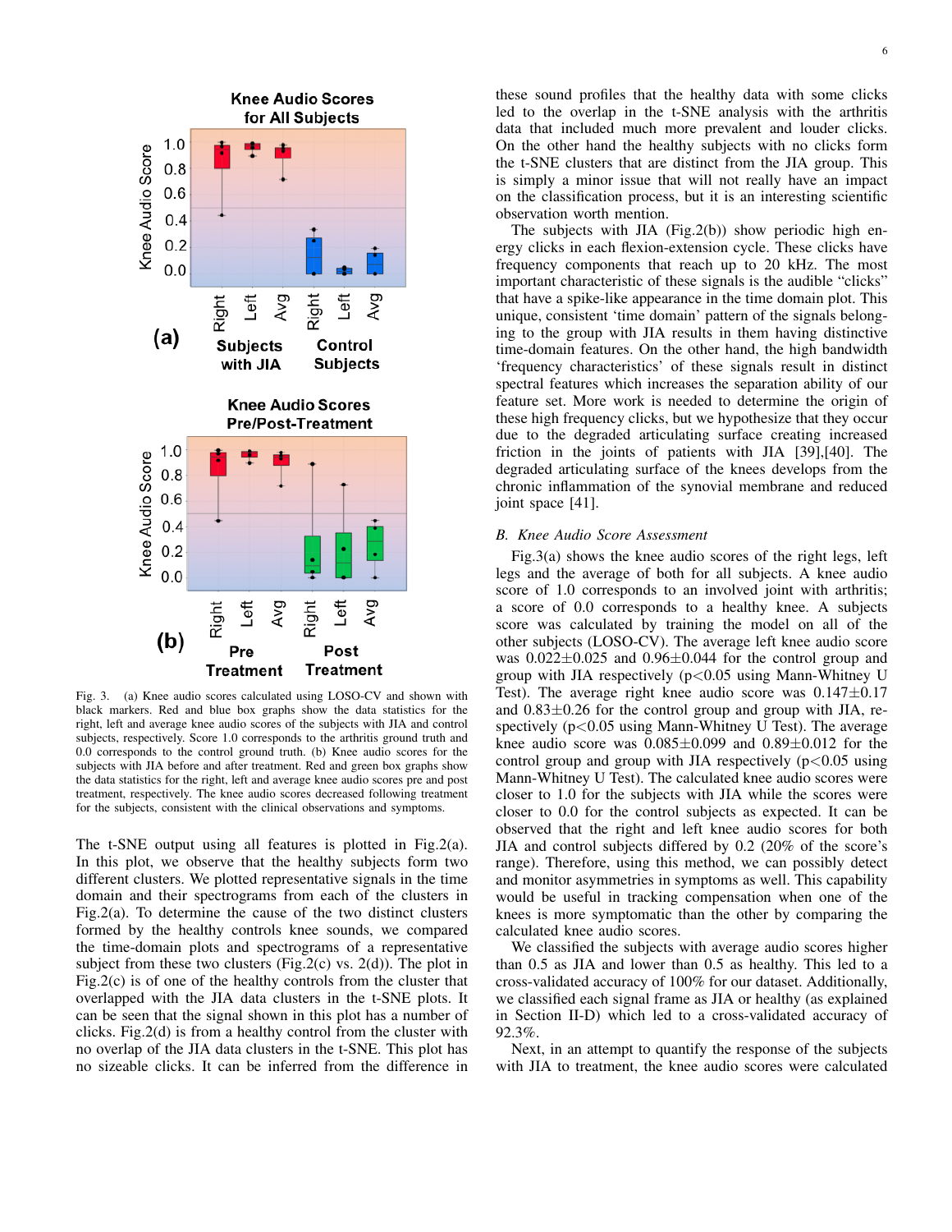Fig. 3. (a) Knee audio scores calculated using LOSO-CV and shown with black markers. Red and blue box graphs show the data statistics for the right, left and average knee audio scores of the subjects with JIA and control subjects, respectively. Score 1.0 corresponds to the arthritis ground truth and 0.0 corresponds to the control ground truth. (b) Knee audio scores for the subjects with JIA before and after treatment. Red and green box graphs show the data statistics for the right, left and average knee audio scores pre and post treatment, respectively. The knee audio scores decreased following treatment for the subjects, consistent with the clinical observations and symptoms.

The t-SNE output using all features is plotted in Fig.2(a). In this plot, we observe that the healthy subjects form two different clusters. We plotted representative signals in the time domain and their spectrograms from each of the clusters in Fig.2(a). To determine the cause of the two distinct clusters formed by the healthy controls knee sounds, we compared the time-domain plots and spectrograms of a representative subject from these two clusters (Fig.2(c) vs. 2(d)). The plot in Fig.2(c) is of one of the healthy controls from the cluster that overlapped with the JIA data clusters in the t-SNE plots. It can be seen that the signal shown in this plot has a number of clicks. Fig.2(d) is from a healthy control from the cluster with no overlap of the JIA data clusters in the t-SNE. This plot has no sizeable clicks. It can be inferred from the difference in these sound profiles that the healthy data with some clicks led to the overlap in the t-SNE analysis with the arthritis data that included much more prevalent and louder clicks. On the other hand the healthy subjects with no clicks form the t-SNE clusters that are distinct from the JIA group. This is simply a minor issue that will not really have an impact on the classification process, but it is an interesting scientific observation worth mention.

The subjects with JIA (Fig.2(b)) show periodic high energy clicks in each flexion-extension cycle. These clicks have frequency components that reach up to 20 kHz. The most important characteristic of these signals is the audible "clicks" that have a spike-like appearance in the time domain plot. This unique, consistent 'time domain' pattern of the signals belonging to the group with JIA results in them having distinctive time-domain features. On the other hand, the high bandwidth 'frequency characteristics' of these signals result in distinct spectral features which increases the separation ability of our feature set. More work is needed to determine the origin of these high frequency clicks, but we hypothesize that they occur due to the degraded articulating surface creating increased friction in the joints of patients with JIA [39],[40]. The degraded articulating surface of the knees develops from the chronic inflammation of the synovial membrane and reduced joint space [41].

### *B. Knee Audio Score Assessment*

Fig.3(a) shows the knee audio scores of the right legs, left legs and the average of both for all subjects. A knee audio score of 1.0 corresponds to an involved joint with arthritis; a score of 0.0 corresponds to a healthy knee. A subjects score was calculated by training the model on all of the other subjects (LOSO-CV). The average left knee audio score was $0.022\pm0.025$ and $0.96\pm0.044$ for the control group and group with JIA respectively ($p<0.05$ using Mann-Whitney U Test). The average right knee audio score was $0.147\pm0.17$ and $0.83\pm0.26$ for the control group and group with JIA, respectively ($p<0.05$ using Mann-Whitney U Test). The average knee audio score was $0.085\pm0.099$ and $0.89\pm0.012$ for the control group and group with JIA respectively ($p<0.05$ using Mann-Whitney U Test). The calculated knee audio scores were closer to 1.0 for the subjects with JIA while the scores were closer to 0.0 for the control subjects as expected. It can be observed that the right and left knee audio scores for both JIA and control subjects differed by 0.2 (20% of the score's range). Therefore, using this method, we can possibly detect and monitor asymmetries in symptoms as well. This capability would be useful in tracking compensation when one of the knees is more symptomatic than the other by comparing the calculated knee audio scores.

We classified the subjects with average audio scores higher than 0.5 as JIA and lower than 0.5 as healthy. This led to a cross-validated accuracy of 100% for our dataset. Additionally, we classified each signal frame as JIA or healthy (as explained in Section II-D) which led to a cross-validated accuracy of 92.3%.

Next, in an attempt to quantify the response of the subjects with JIA to treatment, the knee audio scores were calculated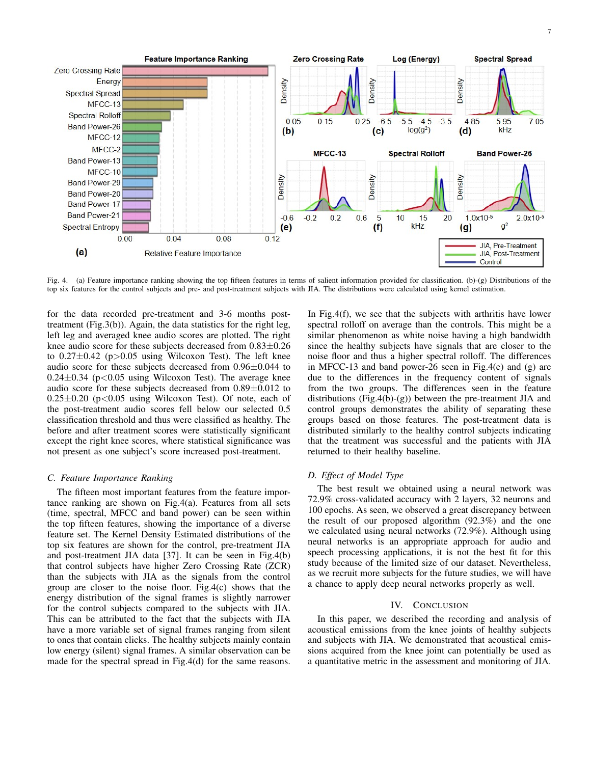Fig. 4. (a) Feature importance ranking showing the top fifteen features in terms of salient information provided for classification. (b)-(g) Distributions of the top six features for the control subjects and pre- and post-treatment subjects with JIA. The distributions were calculated using kernel estimation.

for the data recorded pre-treatment and 3-6 months post-treatment (Fig.3(b)). Again, the data statistics for the right leg, left leg and averaged knee audio scores are plotted. The right knee audio score for these subjects decreased from $0.83\pm0.26$ to $0.27\pm0.42$ ($p>0.05$ using Wilcoxon Test). The left knee audio score for these subjects decreased from $0.96\pm0.044$ to $0.24\pm0.34$ ($p<0.05$ using Wilcoxon Test). The average knee audio score for these subjects decreased from $0.89\pm0.012$ to $0.25\pm0.20$ ($p<0.05$ using Wilcoxon Test). Of note, each of the post-treatment audio scores fell below our selected 0.5 classification threshold and thus were classified as healthy. The before and after treatment scores were statistically significant except the right knee scores, where statistical significance was not present as one subject's score increased post-treatment.

### C. Feature Importance Ranking

The fifteen most important features from the feature importance ranking are shown on Fig.4(a). Features from all sets (time, spectral, MFCC and band power) can be seen within the top fifteen features, showing the importance of a diverse feature set. The Kernel Density Estimated distributions of the top six features are shown for the control, pre-treatment JIA and post-treatment JIA data [37]. It can be seen in Fig.4(b) that control subjects have higher Zero Crossing Rate (ZCR) than the subjects with JIA as the signals from the control group are closer to the noise floor. Fig.4(c) shows that the energy distribution of the signal frames is slightly narrower for the control subjects compared to the subjects with JIA. This can be attributed to the fact that the subjects with JIA have a more variable set of signal frames ranging from silent to ones that contain clicks. The healthy subjects mainly contain low energy (silent) signal frames. A similar observation can be made for the spectral spread in Fig.4(d) for the same reasons. In Fig.4(f), we see that the subjects with arthritis have lower spectral rolloff on average than the controls. This might be a similar phenomenon as white noise having a high bandwidth since the healthy subjects have signals that are closer to the noise floor and thus a higher spectral rolloff. The differences in MFCC-13 and band power-26 seen in Fig.4(e) and (g) are due to the differences in the frequency content of signals from the two groups. The differences seen in the feature distributions (Fig.4(b)-(g)) between the pre-treatment JIA and control groups demonstrates the ability of separating these groups based on those features. The post-treatment data is distributed similarly to the healthy control subjects indicating that the treatment was successful and the patients with JIA returned to their healthy baseline.

### D. Effect of Model Type

The best result we obtained using a neural network was 72.9% cross-validated accuracy with 2 layers, 32 neurons and 100 epochs. As seen, we observed a great discrepancy between the result of our proposed algorithm (92.3%) and the one we calculated using neural networks (72.9%). Although using neural networks is an appropriate approach for audio and speech processing applications, it is not the best fit for this study because of the limited size of our dataset. Nevertheless, as we recruit more subjects for the future studies, we will have a chance to apply deep neural networks properly as well.

## IV. Conclusion

In this paper, we described the recording and analysis of acoustical emissions from the knee joints of healthy subjects and subjects with JIA. We demonstrated that acoustical emissions acquired from the knee joint can potentially be used as a quantitative metric in the assessment and monitoring of JIA.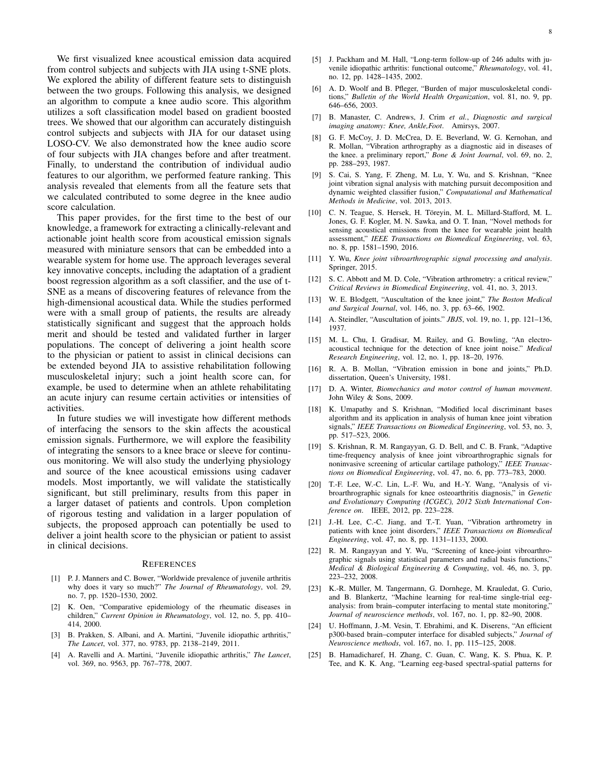We first visualized knee acoustical emission data acquired from control subjects and subjects with JIA using t-SNE plots. We explored the ability of different feature sets to distinguish between the two groups. Following this analysis, we designed an algorithm to compute a knee audio score. This algorithm utilizes a soft classification model based on gradient boosted trees. We showed that our algorithm can accurately distinguish control subjects and subjects with JIA for our dataset using LOSO-CV. We also demonstrated how the knee audio score of four subjects with JIA changes before and after treatment. Finally, to understand the contribution of individual audio features to our algorithm, we performed feature ranking. This analysis revealed that elements from all the feature sets that we calculated contributed to some degree in the knee audio score calculation.

This paper provides, for the first time to the best of our knowledge, a framework for extracting a clinically-relevant and actionable joint health score from acoustical emission signals measured with miniature sensors that can be embedded into a wearable system for home use. The approach leverages several key innovative concepts, including the adaptation of a gradient boost regression algorithm as a soft classifier, and the use of t-SNE as a means of discovering features of relevance from the high-dimensional acoustical data. While the studies performed were with a small group of patients, the results are already statistically significant and suggest that the approach holds merit and should be tested and validated further in larger populations. The concept of delivering a joint health score to the physician or patient to assist in clinical decisions can be extended beyond JIA to assistive rehabilitation following musculoskeletal injury; such a joint health score can, for example, be used to determine when an athlete rehabilitating an acute injury can resume certain activities or intensities of activities.

In future studies we will investigate how different methods of interfacing the sensors to the skin affects the acoustical emission signals. Furthermore, we will explore the feasibility of integrating the sensors to a knee brace or sleeve for continuous monitoring. We will also study the underlying physiology and source of the knee acoustical emissions using cadaver models. Most importantly, we will validate the statistically significant, but still preliminary, results from this paper in a larger dataset of patients and controls. Upon completion of rigorous testing and validation in a larger population of subjects, the proposed approach can potentially be used to deliver a joint health score to the physician or patient to assist in clinical decisions.

## References

[1] P. J. Manners and C. Bower, "Worldwide prevalence of juvenile arthritis why does it vary so much?" *The Journal of Rheumatology*, vol. 29, no. 7, pp. 1520–1530, 2002.

[2] K. Oen, "Comparative epidemiology of the rheumatic diseases in children," *Current Opinion in Rheumatology*, vol. 12, no. 5, pp. 410–414, 2000.

[3] B. Prakken, S. Albani, and A. Martini, "Juvenile idiopathic arthritis," *The Lancet*, vol. 377, no. 9783, pp. 2138–2149, 2011.

[4] A. Ravelli and A. Martini, "Juvenile idiopathic arthritis," *The Lancet*, vol. 369, no. 9563, pp. 767–778, 2007.

[5] J. Packham and M. Hall, "Long-term follow-up of 246 adults with juvenile idiopathic arthritis: functional outcome," *Rheumatology*, vol. 41, no. 12, pp. 1428–1435, 2002.

[6] A. D. Woolf and B. Pfleger, "Burden of major musculoskeletal conditions," *Bulletin of the World Health Organization*, vol. 81, no. 9, pp. 646–656, 2003.

[7] B. Manaster, C. Andrews, J. Crim *et al.*, *Diagnostic and surgical imaging anatomy: Knee, Ankle,Foot*. Amirsys, 2007.

[8] G. F. McCoy, J. D. McCrea, D. E. Beverland, W. G. Kernohan, and R. Mollan, "Vibration arthrography as a diagnostic aid in diseases of the knee. a preliminary report," *Bone & Joint Journal*, vol. 69, no. 2, pp. 288–293, 1987.

[9] S. Cai, S. Yang, F. Zheng, M. Lu, Y. Wu, and S. Krishnan, "Knee joint vibration signal analysis with matching pursuit decomposition and dynamic weighted classifier fusion," *Computational and Mathematical Methods in Medicine*, vol. 2013, 2013.

[10] C. N. Teague, S. Hersek, H. Töreyin, M. L. Millard-Stafford, M. L. Jones, G. F. Kogler, M. N. Sawka, and O. T. Inan, "Novel methods for sensing acoustical emissions from the knee for wearable joint health assessment," *IEEE Transactions on Biomedical Engineering*, vol. 63, no. 8, pp. 1581–1590, 2016.

[11] Y. Wu, *Knee joint vibroarthrographic signal processing and analysis*. Springer, 2015.

[12] S. C. Abbott and M. D. Cole, "Vibration arthrometry: a critical review," *Critical Reviews in Biomedical Engineering*, vol. 41, no. 3, 2013.

[13] W. E. Blodgett, "Auscultation of the knee joint," *The Boston Medical and Surgical Journal*, vol. 146, no. 3, pp. 63–66, 1902.

[14] A. Steindler, "Auscultation of joints." *JBJS*, vol. 19, no. 1, pp. 121–136, 1937.

[15] M. L. Chu, I. Gradisar, M. Railey, and G. Bowling, "An electro-acoustical technique for the detection of knee joint noise." *Medical Research Engineering*, vol. 12, no. 1, pp. 18–20, 1976.

[16] R. A. B. Mollan, "Vibration emission in bone and joints," Ph.D. dissertation, Queen's University, 1981.

[17] D. A. Winter, *Biomechanics and motor control of human movement*. John Wiley & Sons, 2009.

[18] K. Umapathy and S. Krishnan, "Modified local discriminant bases algorithm and its application in analysis of human knee joint vibration signals," *IEEE Transactions on Biomedical Engineering*, vol. 53, no. 3, pp. 517–523, 2006.

[19] S. Krishnan, R. M. Rangayyan, G. D. Bell, and C. B. Frank, "Adaptive time-frequency analysis of knee joint vibroarthrographic signals for noninvasive screening of articular cartilage pathology," *IEEE Transactions on Biomedical Engineering*, vol. 47, no. 6, pp. 773–783, 2000.

[20] T.-F. Lee, W.-C. Lin, L.-F. Wu, and H.-Y. Wang, "Analysis of vibroarthrographic signals for knee osteoarthritis diagnosis," in *Genetic and Evolutionary Computing (ICGEC), 2012 Sixth International Conference on*. IEEE, 2012, pp. 223–228.

[21] J.-H. Lee, C.-C. Jiang, and T.-T. Yuan, "Vibration arthrometry in patients with knee joint disorders," *IEEE Transactions on Biomedical Engineering*, vol. 47, no. 8, pp. 1131–1133, 2000.

[22] R. M. Rangayyan and Y. Wu, "Screening of knee-joint vibroarthrographic signals using statistical parameters and radial basis functions," *Medical & Biological Engineering & Computing*, vol. 46, no. 3, pp. 223–232, 2008.

[23] K.-R. Müller, M. Tangermann, G. Dornhege, M. Krauledat, G. Curio, and B. Blankertz, "Machine learning for real-time single-trial eeg-analysis: from brain–computer interfacing to mental state monitoring," *Journal of neuroscience methods*, vol. 167, no. 1, pp. 82–90, 2008.

[24] U. Hoffmann, J.-M. Vesin, T. Ebrahimi, and K. Diserens, "An efficient p300-based brain–computer interface for disabled subjects," *Journal of Neuroscience methods*, vol. 167, no. 1, pp. 115–125, 2008.

[25] B. Hamadicharef, H. Zhang, C. Guan, C. Wang, K. S. Phua, K. P. Tee, and K. K. Ang, "Learning eeg-based spectral-spatial patterns for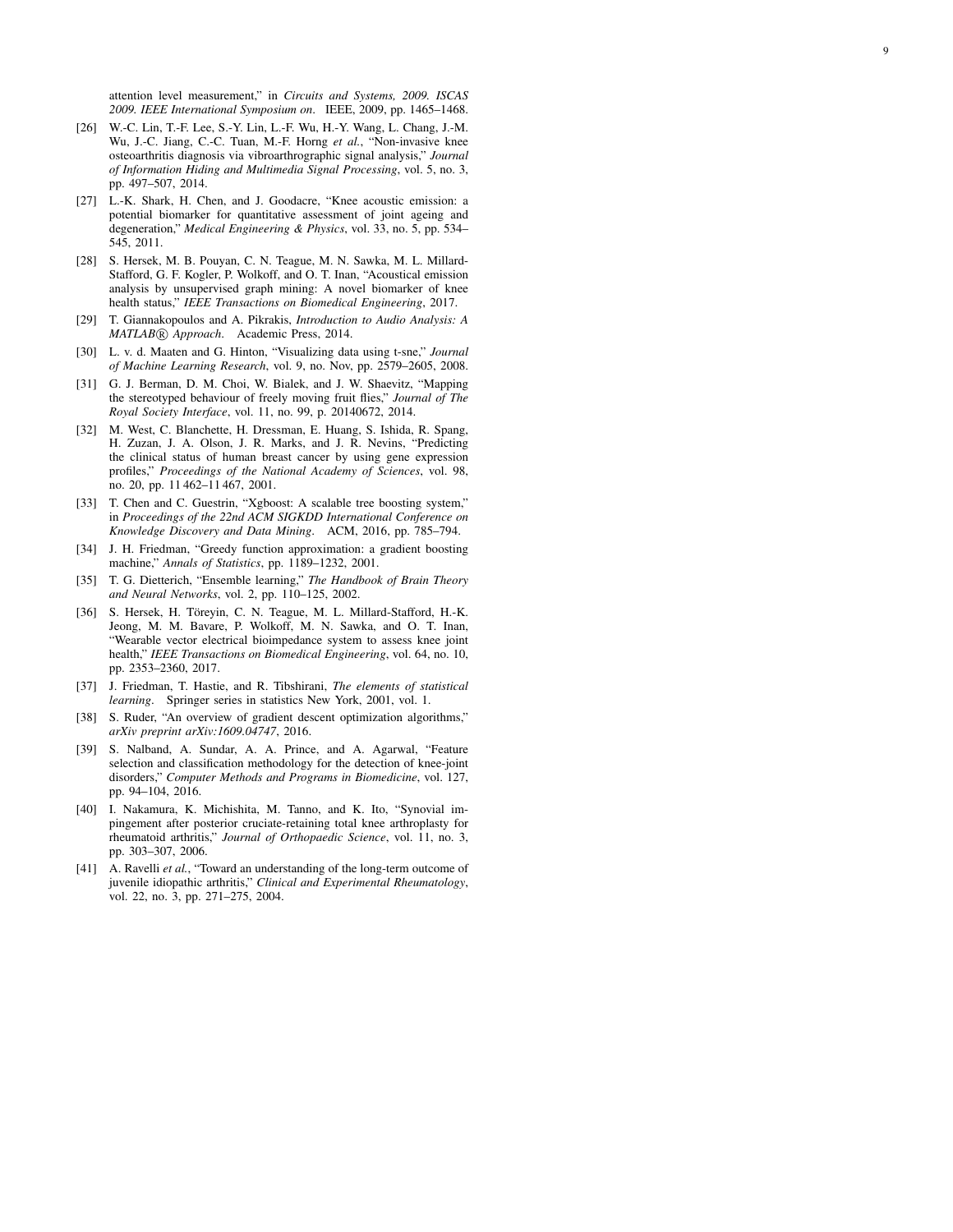attention level measurement," in *Circuits and Systems, 2009. ISCAS 2009. IEEE International Symposium on*. IEEE, 2009, pp. 1465–1468.

[26] W.-C. Lin, T.-F. Lee, S.-Y. Lin, L.-F. Wu, H.-Y. Wang, L. Chang, J.-M. Wu, J.-C. Jiang, C.-C. Tuan, M.-F. Horng *et al.*, "Non-invasive knee osteoarthritis diagnosis via vibroarthrographic signal analysis," *Journal of Information Hiding and Multimedia Signal Processing*, vol. 5, no. 3, pp. 497–507, 2014.

[27] L.-K. Shark, H. Chen, and J. Goodacre, "Knee acoustic emission: a potential biomarker for quantitative assessment of joint ageing and degeneration," *Medical Engineering & Physics*, vol. 33, no. 5, pp. 534–545, 2011.

[28] S. Hersek, M. B. Pouyan, C. N. Teague, M. N. Sawka, M. L. Millard-Stafford, G. F. Kogler, P. Wolkoff, and O. T. Inan, "Acoustical emission analysis by unsupervised graph mining: A novel biomarker of knee health status," *IEEE Transactions on Biomedical Engineering*, 2017.

[29] T. Giannakopoulos and A. Pikrakis, *Introduction to Audio Analysis: A MATLAB® Approach*. Academic Press, 2014.

[30] L. v. d. Maaten and G. Hinton, "Visualizing data using t-sne," *Journal of Machine Learning Research*, vol. 9, no. Nov, pp. 2579–2605, 2008.

[31] G. J. Berman, D. M. Choi, W. Bialek, and J. W. Shaevitz, "Mapping the stereotyped behaviour of freely moving fruit flies," *Journal of The Royal Society Interface*, vol. 11, no. 99, p. 20140672, 2014.

[32] M. West, C. Blanchette, H. Dressman, E. Huang, S. Ishida, R. Spang, H. Zuzan, J. A. Olson, J. R. Marks, and J. R. Nevins, "Predicting the clinical status of human breast cancer by using gene expression profiles," *Proceedings of the National Academy of Sciences*, vol. 98, no. 20, pp. 11 462–11 467, 2001.

[33] T. Chen and C. Guestrin, "Xgboost: A scalable tree boosting system," in *Proceedings of the 22nd ACM SIGKDD International Conference on Knowledge Discovery and Data Mining*. ACM, 2016, pp. 785–794.

[34] J. H. Friedman, "Greedy function approximation: a gradient boosting machine," *Annals of Statistics*, pp. 1189–1232, 2001.

[35] T. G. Dietterich, "Ensemble learning," *The Handbook of Brain Theory and Neural Networks*, vol. 2, pp. 110–125, 2002.

[36] S. Hersek, H. Töreyin, C. N. Teague, M. L. Millard-Stafford, H.-K. Jeong, M. M. Bavare, P. Wolkoff, M. N. Sawka, and O. T. Inan, "Wearable vector electrical bioimpedance system to assess knee joint health," *IEEE Transactions on Biomedical Engineering*, vol. 64, no. 10, pp. 2353–2360, 2017.

[37] J. Friedman, T. Hastie, and R. Tibshirani, *The elements of statistical learning*. Springer series in statistics New York, 2001, vol. 1.

[38] S. Ruder, "An overview of gradient descent optimization algorithms," *arXiv preprint arXiv:1609.04747*, 2016.

[39] S. Nalband, A. Sundar, A. A. Prince, and A. Agarwal, "Feature selection and classification methodology for the detection of knee-joint disorders," *Computer Methods and Programs in Biomedicine*, vol. 127, pp. 94–104, 2016.

[40] I. Nakamura, K. Michishita, M. Tanno, and K. Ito, "Synovial impingement after posterior cruciate-retaining total knee arthroplasty for rheumatoid arthritis," *Journal of Orthopaedic Science*, vol. 11, no. 3, pp. 303–307, 2006.

[41] A. Ravelli *et al.*, "Toward an understanding of the long-term outcome of juvenile idiopathic arthritis," *Clinical and Experimental Rheumatology*, vol. 22, no. 3, pp. 271–275, 2004.